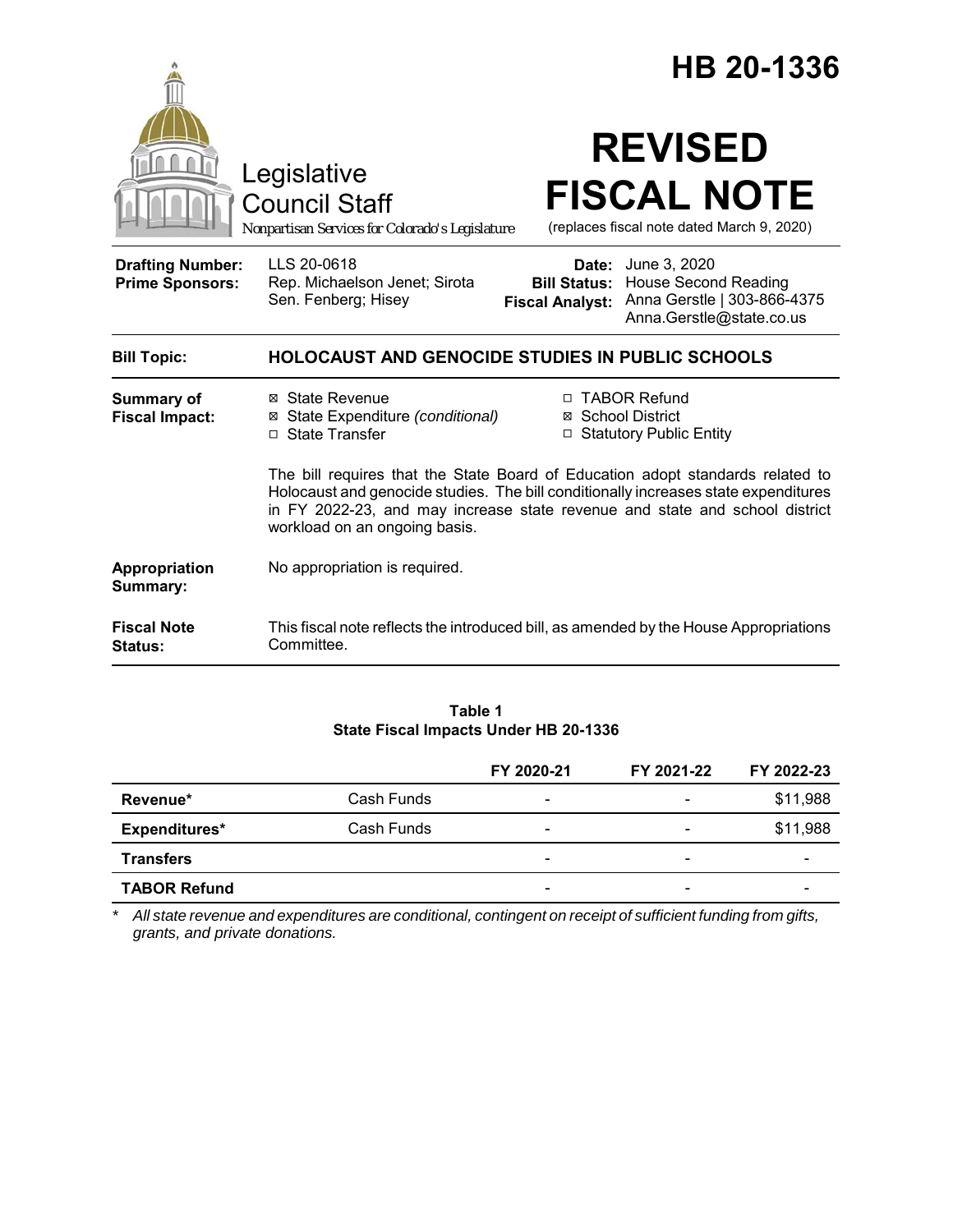# HB 20-1336

Legislative Council Staff

*Nonpartisan Services for Colorado's Legislature*

# REVISED FISCAL NOTE

(replaces fiscal note dated March 9, 2020)

| | | | |
|---|---|---|---|
| **Drafting Number:** | LLS 20-0618 | **Date:** | June 3, 2020 |
| **Prime Sponsors:** | Rep. Michaelson Jenet; Sirota<br>Sen. Fenberg; Hisey | **Bill Status:** | House Second Reading |
| | | **Fiscal Analyst:** | Anna Gerstle \| 303-866-4375<br>Anna.Gerstle@state.co.us |

**Bill Topic:** **HOLOCAUST AND GENOCIDE STUDIES IN PUBLIC SCHOOLS**

**Summary of Fiscal Impact:**

- ☒ State Revenue
- ☒ State Expenditure *(conditional)*
- ☐ State Transfer
- ☐ TABOR Refund
- ☒ School District
- ☐ Statutory Public Entity

The bill requires that the State Board of Education adopt standards related to Holocaust and genocide studies. The bill conditionally increases state expenditures in FY 2022-23, and may increase state revenue and state and school district workload on an ongoing basis.

**Appropriation Summary:** No appropriation is required.

**Fiscal Note Status:** This fiscal note reflects the introduced bill, as amended by the House Appropriations Committee.

**Table 1**
**State Fiscal Impacts Under HB 20-1336**

| | | FY 2020-21 | FY 2021-22 | FY 2022-23 |
|---|---|---|---|---|
| **Revenue*** | Cash Funds | - | - | $11,988 |
| **Expenditures*** | Cash Funds | - | - | $11,988 |
| **Transfers** | | - | - | - |
| **TABOR Refund** | | - | - | - |

\* *All state revenue and expenditures are conditional, contingent on receipt of sufficient funding from gifts, grants, and private donations.*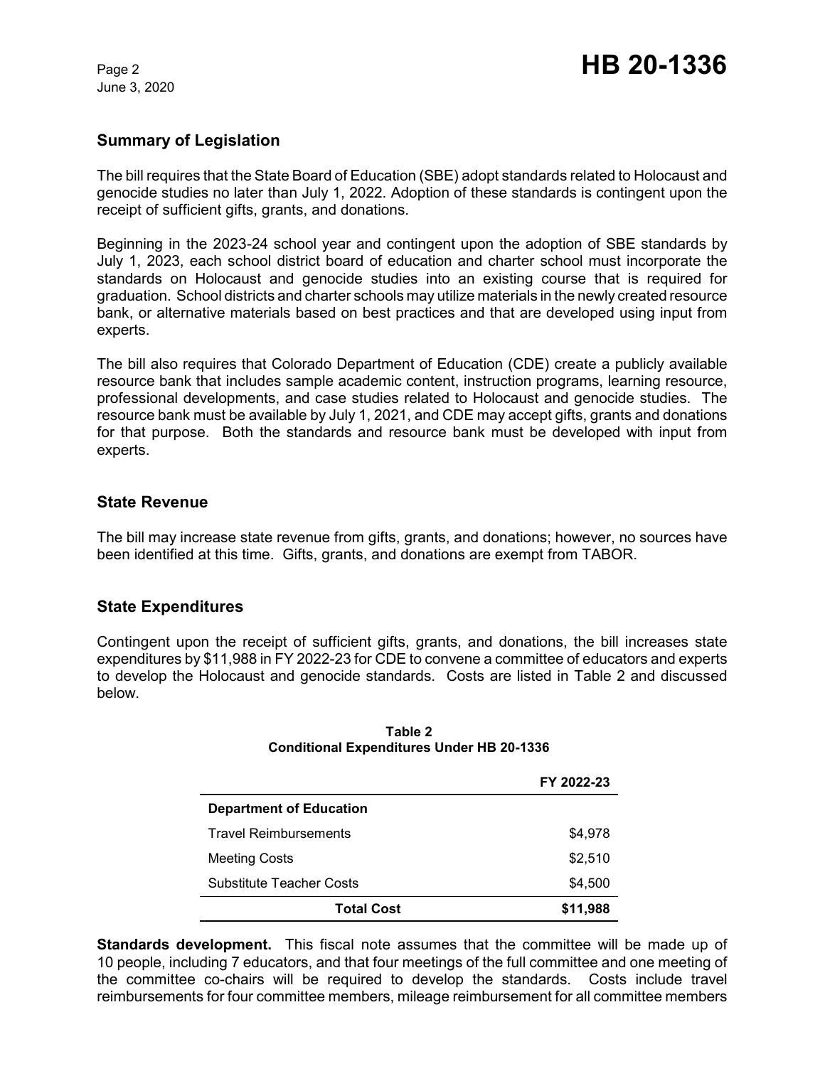## Summary of Legislation

The bill requires that the State Board of Education (SBE) adopt standards related to Holocaust and genocide studies no later than July 1, 2022. Adoption of these standards is contingent upon the receipt of sufficient gifts, grants, and donations.

Beginning in the 2023-24 school year and contingent upon the adoption of SBE standards by July 1, 2023, each school district board of education and charter school must incorporate the standards on Holocaust and genocide studies into an existing course that is required for graduation. School districts and charter schools may utilize materials in the newly created resource bank, or alternative materials based on best practices and that are developed using input from experts.

The bill also requires that Colorado Department of Education (CDE) create a publicly available resource bank that includes sample academic content, instruction programs, learning resource, professional developments, and case studies related to Holocaust and genocide studies. The resource bank must be available by July 1, 2021, and CDE may accept gifts, grants and donations for that purpose. Both the standards and resource bank must be developed with input from experts.

## State Revenue

The bill may increase state revenue from gifts, grants, and donations; however, no sources have been identified at this time. Gifts, grants, and donations are exempt from TABOR.

## State Expenditures

Contingent upon the receipt of sufficient gifts, grants, and donations, the bill increases state expenditures by $11,988 in FY 2022-23 for CDE to convene a committee of educators and experts to develop the Holocaust and genocide standards. Costs are listed in Table 2 and discussed below.

**Table 2**
**Conditional Expenditures Under HB 20-1336**

| | FY 2022-23 |
|---|---:|
| **Department of Education** | |
| Travel Reimbursements | $4,978 |
| Meeting Costs | $2,510 |
| Substitute Teacher Costs | $4,500 |
| **Total Cost** | **$11,988** |

**Standards development.** This fiscal note assumes that the committee will be made up of 10 people, including 7 educators, and that four meetings of the full committee and one meeting of the committee co-chairs will be required to develop the standards. Costs include travel reimbursements for four committee members, mileage reimbursement for all committee members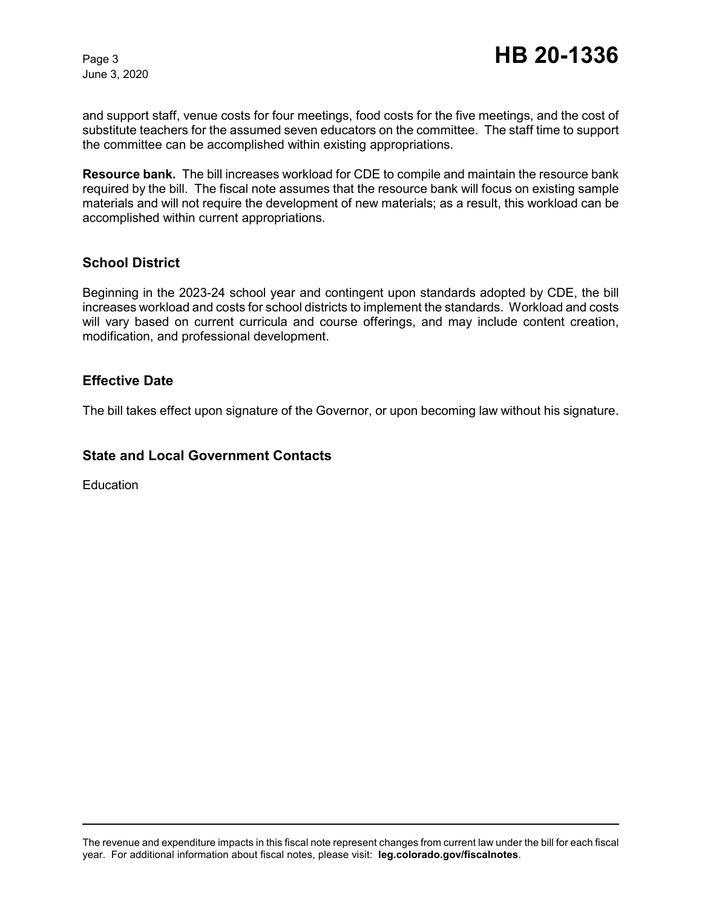and support staff, venue costs for four meetings, food costs for the five meetings, and the cost of substitute teachers for the assumed seven educators on the committee. The staff time to support the committee can be accomplished within existing appropriations.

**Resource bank.** The bill increases workload for CDE to compile and maintain the resource bank required by the bill. The fiscal note assumes that the resource bank will focus on existing sample materials and will not require the development of new materials; as a result, this workload can be accomplished within current appropriations.

## School District

Beginning in the 2023-24 school year and contingent upon standards adopted by CDE, the bill increases workload and costs for school districts to implement the standards. Workload and costs will vary based on current curricula and course offerings, and may include content creation, modification, and professional development.

## Effective Date

The bill takes effect upon signature of the Governor, or upon becoming law without his signature.

## State and Local Government Contacts

Education

The revenue and expenditure impacts in this fiscal note represent changes from current law under the bill for each fiscal year. For additional information about fiscal notes, please visit: **leg.colorado.gov/fiscalnotes**.